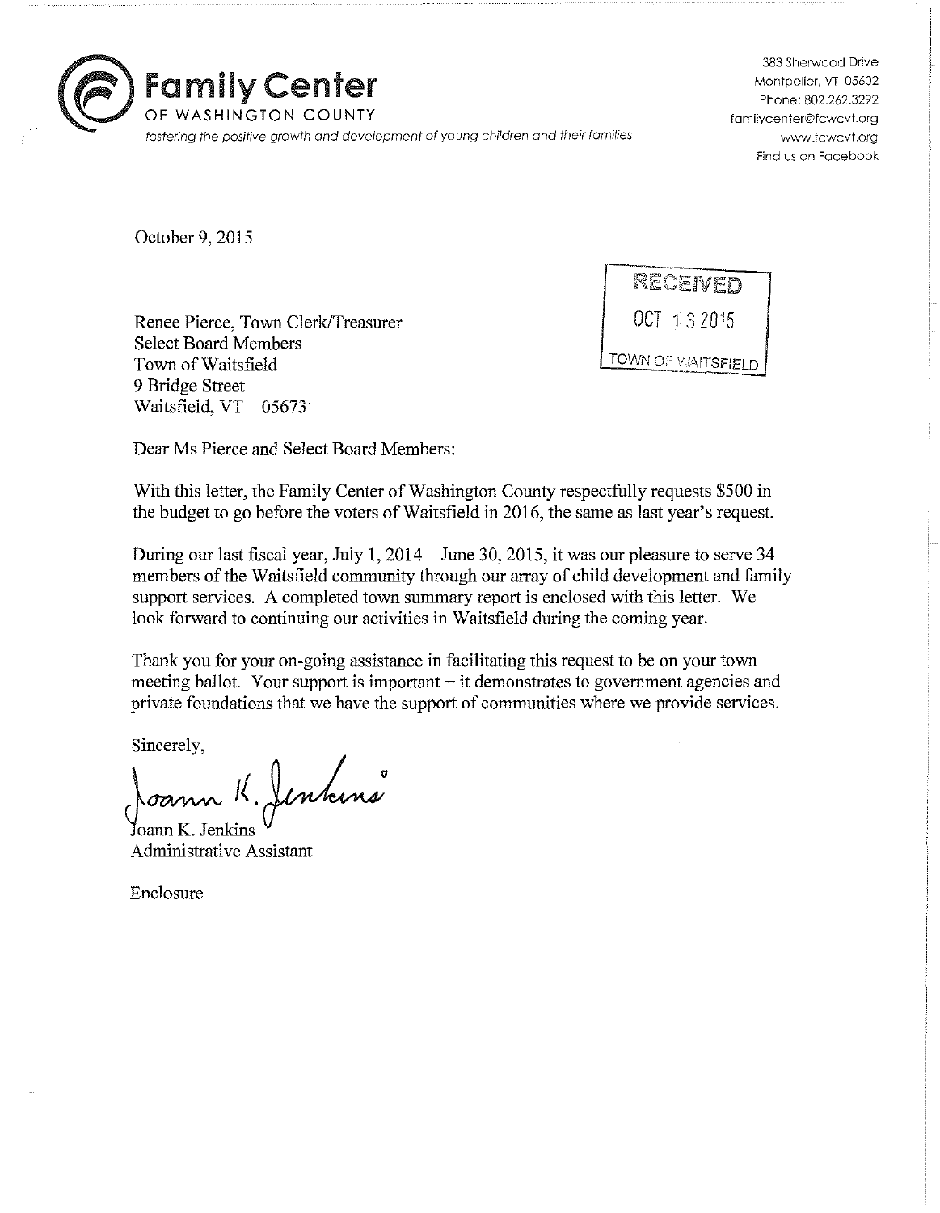**Family Center**
OF WASHINGTON COUNTY
*fostering the positive growth and development of young children and their families*

383 Sherwood Drive
Montpelier, VT 05602
Phone: 802.262.3292
familycenter@fcwcvt.org
www.fcwcvt.org
Find us on Facebook

October 9, 2015

RECEIVED
OCT 13 2015
TOWN OF WAITSFIELD

Renee Pierce, Town Clerk/Treasurer
Select Board Members
Town of Waitsfield
9 Bridge Street
Waitsfield, VT 05673

Dear Ms Pierce and Select Board Members:

With this letter, the Family Center of Washington County respectfully requests $500 in the budget to go before the voters of Waitsfield in 2016, the same as last year's request.

During our last fiscal year, July 1, 2014 – June 30, 2015, it was our pleasure to serve 34 members of the Waitsfield community through our array of child development and family support services. A completed town summary report is enclosed with this letter. We look forward to continuing our activities in Waitsfield during the coming year.

Thank you for your on-going assistance in facilitating this request to be on your town meeting ballot. Your support is important – it demonstrates to government agencies and private foundations that we have the support of communities where we provide services.

Sincerely,

Joann K. Jenkins

Joann K. Jenkins
Administrative Assistant

Enclosure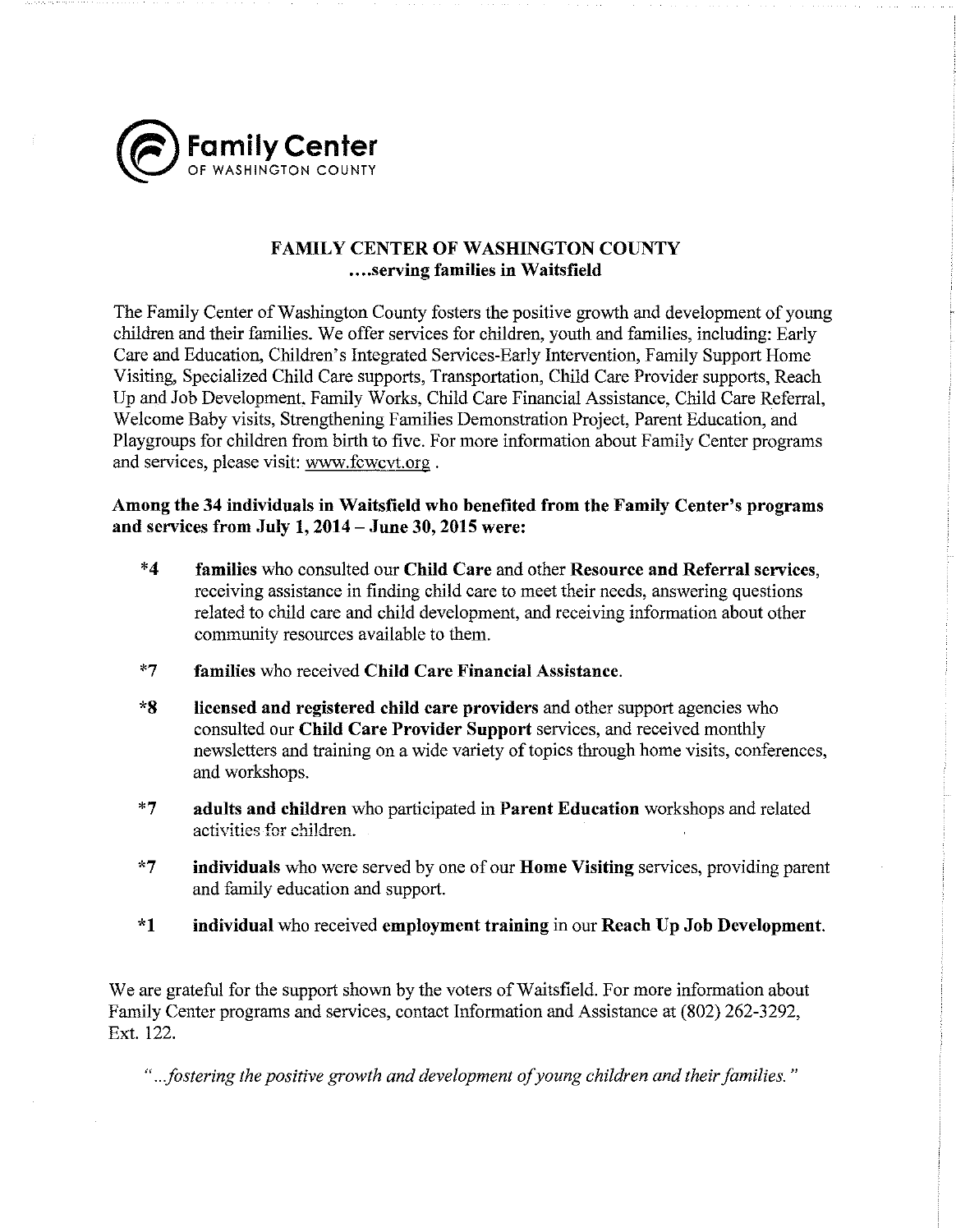**Family Center**
OF WASHINGTON COUNTY

## FAMILY CENTER OF WASHINGTON COUNTY
### ....serving families in Waitsfield

The Family Center of Washington County fosters the positive growth and development of young children and their families. We offer services for children, youth and families, including: Early Care and Education, Children's Integrated Services-Early Intervention, Family Support Home Visiting, Specialized Child Care supports, Transportation, Child Care Provider supports, Reach Up and Job Development, Family Works, Child Care Financial Assistance, Child Care Referral, Welcome Baby visits, Strengthening Families Demonstration Project, Parent Education, and Playgroups for children from birth to five. For more information about Family Center programs and services, please visit: www.fcwcvt.org .

**Among the 34 individuals in Waitsfield who benefited from the Family Center's programs and services from July 1, 2014 – June 30, 2015 were:**

- ***4** **families** who consulted our **Child Care** and other **Resource and Referral services**, receiving assistance in finding child care to meet their needs, answering questions related to child care and child development, and receiving information about other community resources available to them.
- ***7** **families** who received **Child Care Financial Assistance**.
- ***8** **licensed and registered child care providers** and other support agencies who consulted our **Child Care Provider Support** services, and received monthly newsletters and training on a wide variety of topics through home visits, conferences, and workshops.
- ***7** **adults and children** who participated in **Parent Education** workshops and related activities for children.
- ***7** **individuals** who were served by one of our **Home Visiting** services, providing parent and family education and support.
- ***1** **individual** who received **employment training** in our **Reach Up Job Development**.

We are grateful for the support shown by the voters of Waitsfield. For more information about Family Center programs and services, contact Information and Assistance at (802) 262-3292, Ext. 122.

*"...fostering the positive growth and development of young children and their families."*